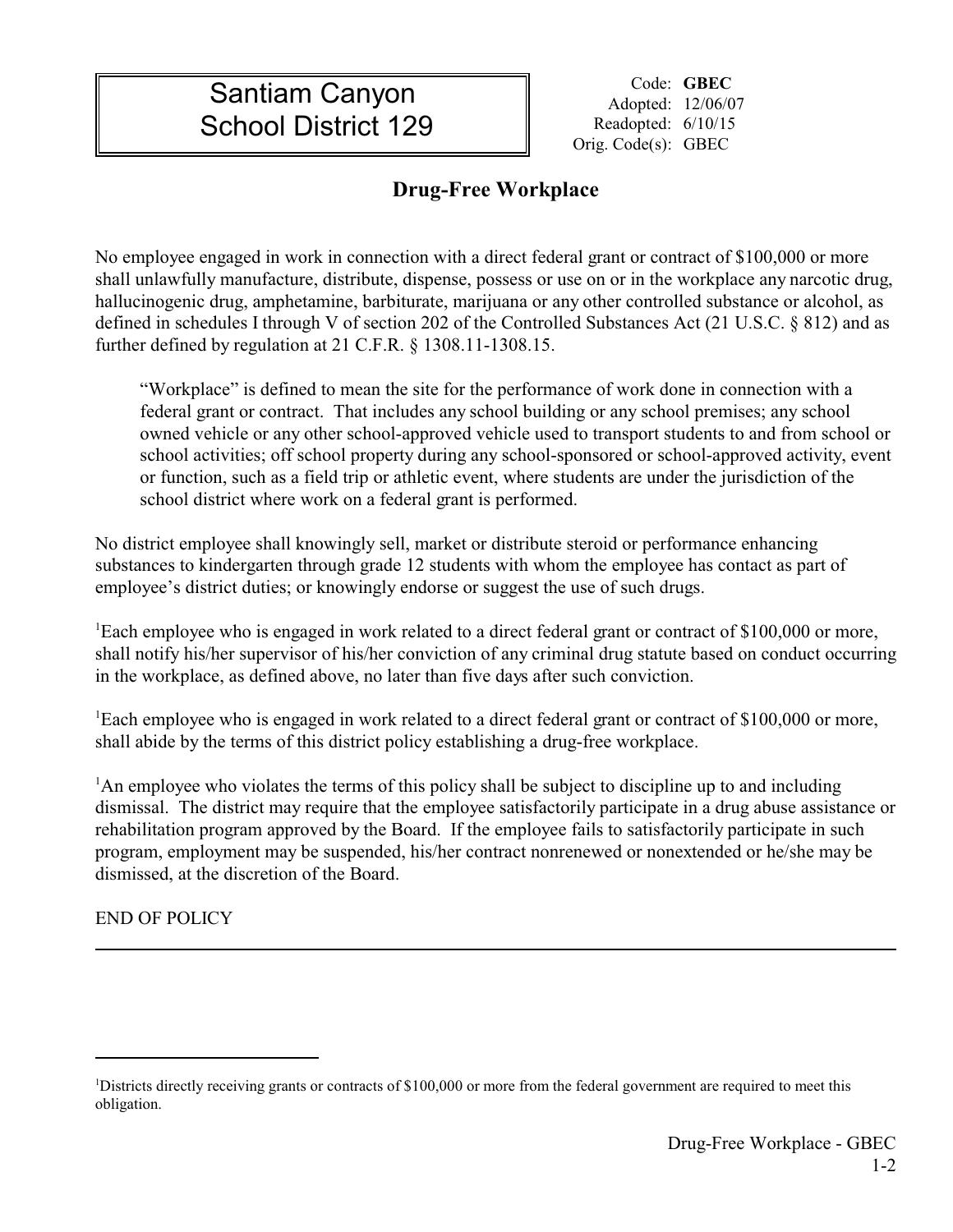# Santiam Canyon School District 129

Code: **GBEC**
Adopted: 12/06/07
Readopted: 6/10/15
Orig. Code(s): GBEC

## Drug-Free Workplace

No employee engaged in work in connection with a direct federal grant or contract of $100,000 or more shall unlawfully manufacture, distribute, dispense, possess or use on or in the workplace any narcotic drug, hallucinogenic drug, amphetamine, barbiturate, marijuana or any other controlled substance or alcohol, as defined in schedules I through V of section 202 of the Controlled Substances Act (21 U.S.C. § 812) and as further defined by regulation at 21 C.F.R. § 1308.11-1308.15.

> "Workplace" is defined to mean the site for the performance of work done in connection with a federal grant or contract. That includes any school building or any school premises; any school owned vehicle or any other school-approved vehicle used to transport students to and from school or school activities; off school property during any school-sponsored or school-approved activity, event or function, such as a field trip or athletic event, where students are under the jurisdiction of the school district where work on a federal grant is performed.

No district employee shall knowingly sell, market or distribute steroid or performance enhancing substances to kindergarten through grade 12 students with whom the employee has contact as part of employee's district duties; or knowingly endorse or suggest the use of such drugs.

[1]Each employee who is engaged in work related to a direct federal grant or contract of $100,000 or more, shall notify his/her supervisor of his/her conviction of any criminal drug statute based on conduct occurring in the workplace, as defined above, no later than five days after such conviction.

[1]Each employee who is engaged in work related to a direct federal grant or contract of $100,000 or more, shall abide by the terms of this district policy establishing a drug-free workplace.

[1]An employee who violates the terms of this policy shall be subject to discipline up to and including dismissal. The district may require that the employee satisfactorily participate in a drug abuse assistance or rehabilitation program approved by the Board. If the employee fails to satisfactorily participate in such program, employment may be suspended, his/her contract nonrenewed or nonextended or he/she may be dismissed, at the discretion of the Board.

END OF POLICY

---

[1]Districts directly receiving grants or contracts of $100,000 or more from the federal government are required to meet this obligation.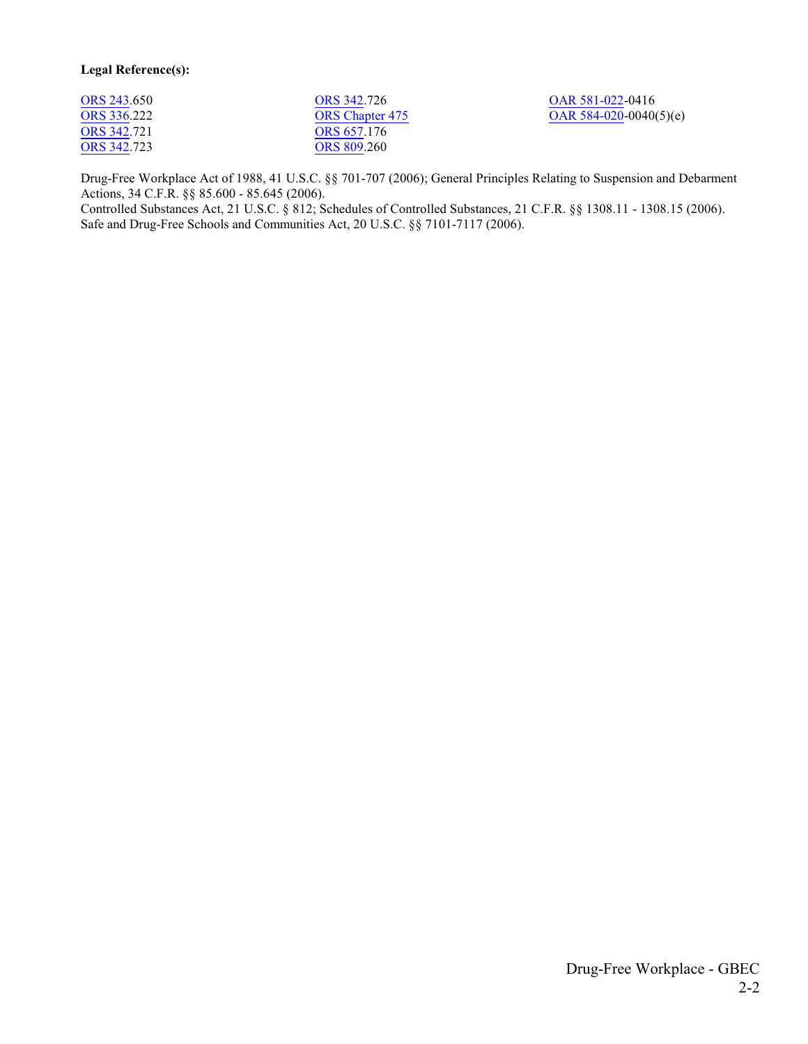**Legal Reference(s):**

| | | |
|---|---|---|
| ORS 243.650 | ORS 342.726 | OAR 581-022-0416 |
| ORS 336.222 | ORS Chapter 475 | OAR 584-020-0040(5)(e) |
| ORS 342.721 | ORS 657.176 | |
| ORS 342.723 | ORS 809.260 | |

Drug-Free Workplace Act of 1988, 41 U.S.C. §§ 701-707 (2006); General Principles Relating to Suspension and Debarment Actions, 34 C.F.R. §§ 85.600 - 85.645 (2006).
Controlled Substances Act, 21 U.S.C. § 812; Schedules of Controlled Substances, 21 C.F.R. §§ 1308.11 - 1308.15 (2006).
Safe and Drug-Free Schools and Communities Act, 20 U.S.C. §§ 7101-7117 (2006).